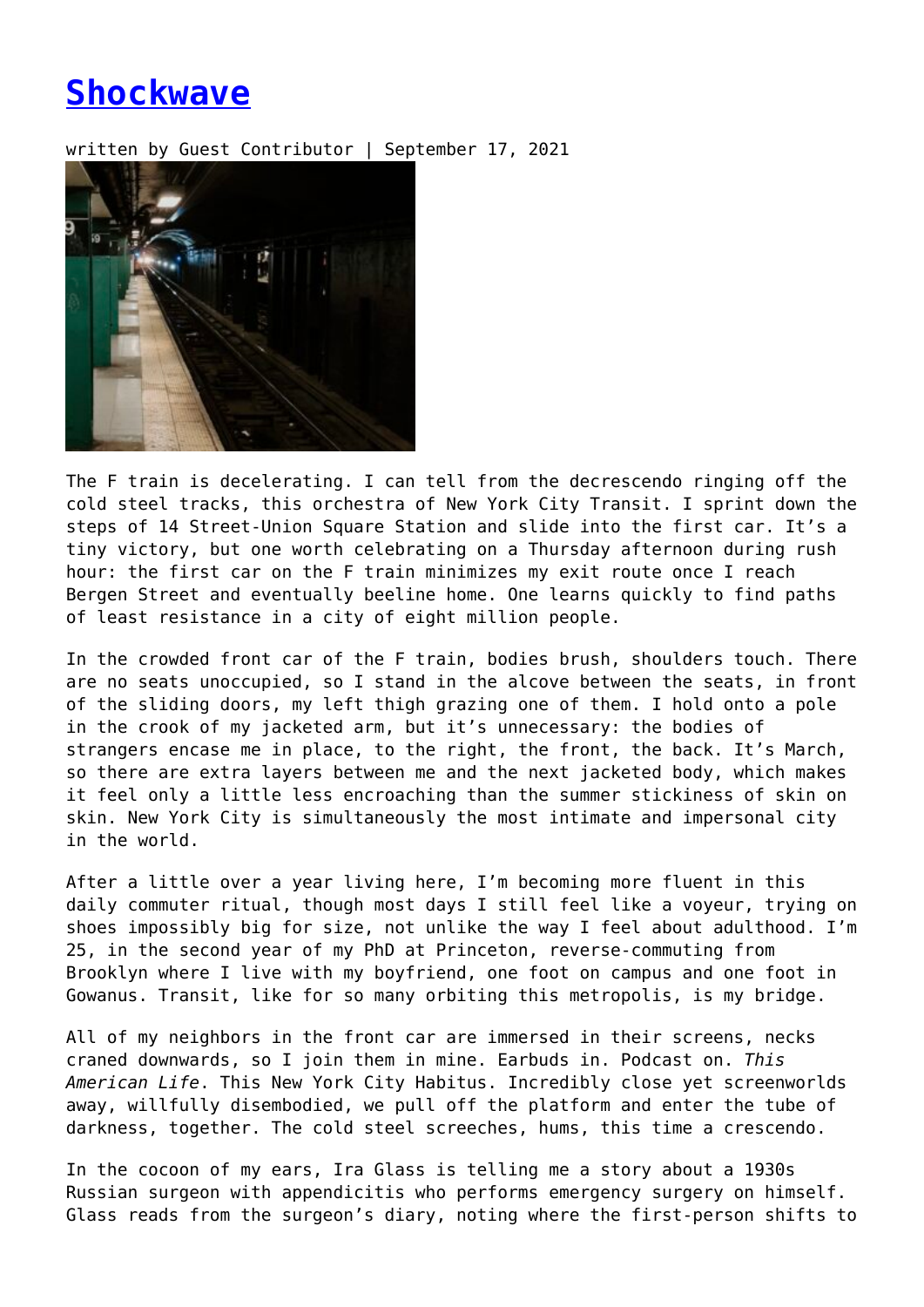# Shockwave

written by Guest Contributor | September 17, 2021

The F train is decelerating. I can tell from the decrescendo ringing off the cold steel tracks, this orchestra of New York City Transit. I sprint down the steps of 14 Street-Union Square Station and slide into the first car. It's a tiny victory, but one worth celebrating on a Thursday afternoon during rush hour: the first car on the F train minimizes my exit route once I reach Bergen Street and eventually beeline home. One learns quickly to find paths of least resistance in a city of eight million people.

In the crowded front car of the F train, bodies brush, shoulders touch. There are no seats unoccupied, so I stand in the alcove between the seats, in front of the sliding doors, my left thigh grazing one of them. I hold onto a pole in the crook of my jacketed arm, but it's unnecessary: the bodies of strangers encase me in place, to the right, the front, the back. It's March, so there are extra layers between me and the next jacketed body, which makes it feel only a little less encroaching than the summer stickiness of skin on skin. New York City is simultaneously the most intimate and impersonal city in the world.

After a little over a year living here, I'm becoming more fluent in this daily commuter ritual, though most days I still feel like a voyeur, trying on shoes impossibly big for size, not unlike the way I feel about adulthood. I'm 25, in the second year of my PhD at Princeton, reverse-commuting from Brooklyn where I live with my boyfriend, one foot on campus and one foot in Gowanus. Transit, like for so many orbiting this metropolis, is my bridge.

All of my neighbors in the front car are immersed in their screens, necks craned downwards, so I join them in mine. Earbuds in. Podcast on. *This American Life*. This New York City Habitus. Incredibly close yet screenworlds away, willfully disembodied, we pull off the platform and enter the tube of darkness, together. The cold steel screeches, hums, this time a crescendo.

In the cocoon of my ears, Ira Glass is telling me a story about a 1930s Russian surgeon with appendicitis who performs emergency surgery on himself. Glass reads from the surgeon's diary, noting where the first-person shifts to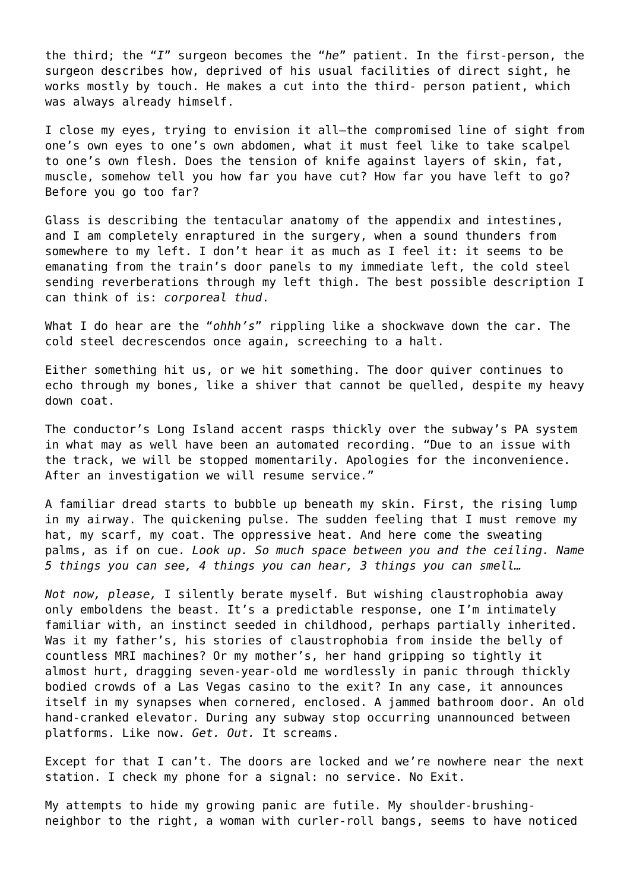the third; the "*I*" surgeon becomes the "*he*" patient. In the first-person, the surgeon describes how, deprived of his usual facilities of direct sight, he works mostly by touch. He makes a cut into the third- person patient, which was always already himself.

I close my eyes, trying to envision it all—the compromised line of sight from one's own eyes to one's own abdomen, what it must feel like to take scalpel to one's own flesh. Does the tension of knife against layers of skin, fat, muscle, somehow tell you how far you have cut? How far you have left to go? Before you go too far?

Glass is describing the tentacular anatomy of the appendix and intestines, and I am completely enraptured in the surgery, when a sound thunders from somewhere to my left. I don't hear it as much as I feel it: it seems to be emanating from the train's door panels to my immediate left, the cold steel sending reverberations through my left thigh. The best possible description I can think of is: *corporeal thud*.

What I do hear are the "*ohhh's*" rippling like a shockwave down the car. The cold steel decrescendos once again, screeching to a halt.

Either something hit us, or we hit something. The door quiver continues to echo through my bones, like a shiver that cannot be quelled, despite my heavy down coat.

The conductor's Long Island accent rasps thickly over the subway's PA system in what may as well have been an automated recording. "Due to an issue with the track, we will be stopped momentarily. Apologies for the inconvenience. After an investigation we will resume service."

A familiar dread starts to bubble up beneath my skin. First, the rising lump in my airway. The quickening pulse. The sudden feeling that I must remove my hat, my scarf, my coat. The oppressive heat. And here come the sweating palms, as if on cue. *Look up. So much space between you and the ceiling. Name 5 things you can see, 4 things you can hear, 3 things you can smell…*

*Not now, please,* I silently berate myself. But wishing claustrophobia away only emboldens the beast. It's a predictable response, one I'm intimately familiar with, an instinct seeded in childhood, perhaps partially inherited. Was it my father's, his stories of claustrophobia from inside the belly of countless MRI machines? Or my mother's, her hand gripping so tightly it almost hurt, dragging seven-year-old me wordlessly in panic through thickly bodied crowds of a Las Vegas casino to the exit? In any case, it announces itself in my synapses when cornered, enclosed. A jammed bathroom door. An old hand-cranked elevator. During any subway stop occurring unannounced between platforms. Like now. *Get. Out.* It screams.

Except for that I can't. The doors are locked and we're nowhere near the next station. I check my phone for a signal: no service. No Exit.

My attempts to hide my growing panic are futile. My shoulder-brushing-neighbor to the right, a woman with curler-roll bangs, seems to have noticed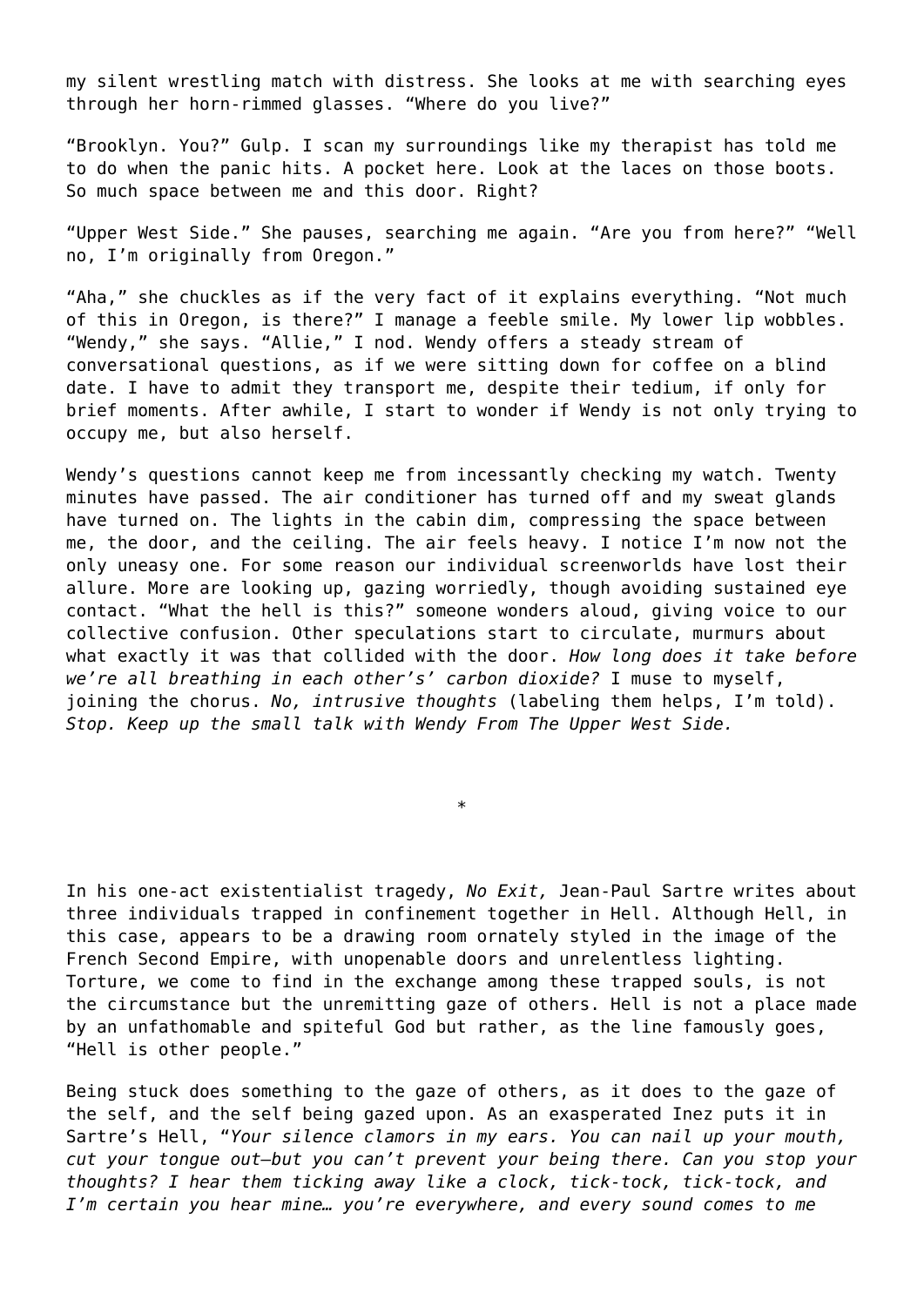my silent wrestling match with distress. She looks at me with searching eyes through her horn-rimmed glasses. "Where do you live?"

"Brooklyn. You?" Gulp. I scan my surroundings like my therapist has told me to do when the panic hits. A pocket here. Look at the laces on those boots. So much space between me and this door. Right?

"Upper West Side." She pauses, searching me again. "Are you from here?" "Well no, I'm originally from Oregon."

"Aha," she chuckles as if the very fact of it explains everything. "Not much of this in Oregon, is there?" I manage a feeble smile. My lower lip wobbles. "Wendy," she says. "Allie," I nod. Wendy offers a steady stream of conversational questions, as if we were sitting down for coffee on a blind date. I have to admit they transport me, despite their tedium, if only for brief moments. After awhile, I start to wonder if Wendy is not only trying to occupy me, but also herself.

Wendy's questions cannot keep me from incessantly checking my watch. Twenty minutes have passed. The air conditioner has turned off and my sweat glands have turned on. The lights in the cabin dim, compressing the space between me, the door, and the ceiling. The air feels heavy. I notice I'm now not the only uneasy one. For some reason our individual screenworlds have lost their allure. More are looking up, gazing worriedly, though avoiding sustained eye contact. "What the hell is this?" someone wonders aloud, giving voice to our collective confusion. Other speculations start to circulate, murmurs about what exactly it was that collided with the door. *How long does it take before we're all breathing in each other's' carbon dioxide?* I muse to myself, joining the chorus. *No, intrusive thoughts* (labeling them helps, I'm told). *Stop. Keep up the small talk with Wendy From The Upper West Side.*

*

In his one-act existentialist tragedy, *No Exit,* Jean-Paul Sartre writes about three individuals trapped in confinement together in Hell. Although Hell, in this case, appears to be a drawing room ornately styled in the image of the French Second Empire, with unopenable doors and unrelentless lighting. Torture, we come to find in the exchange among these trapped souls, is not the circumstance but the unremitting gaze of others. Hell is not a place made by an unfathomable and spiteful God but rather, as the line famously goes, "Hell is other people."

Being stuck does something to the gaze of others, as it does to the gaze of the self, and the self being gazed upon. As an exasperated Inez puts it in Sartre's Hell, "*Your silence clamors in my ears. You can nail up your mouth, cut your tongue out—but you can't prevent your being there. Can you stop your thoughts? I hear them ticking away like a clock, tick-tock, tick-tock, and I'm certain you hear mine… you're everywhere, and every sound comes to me*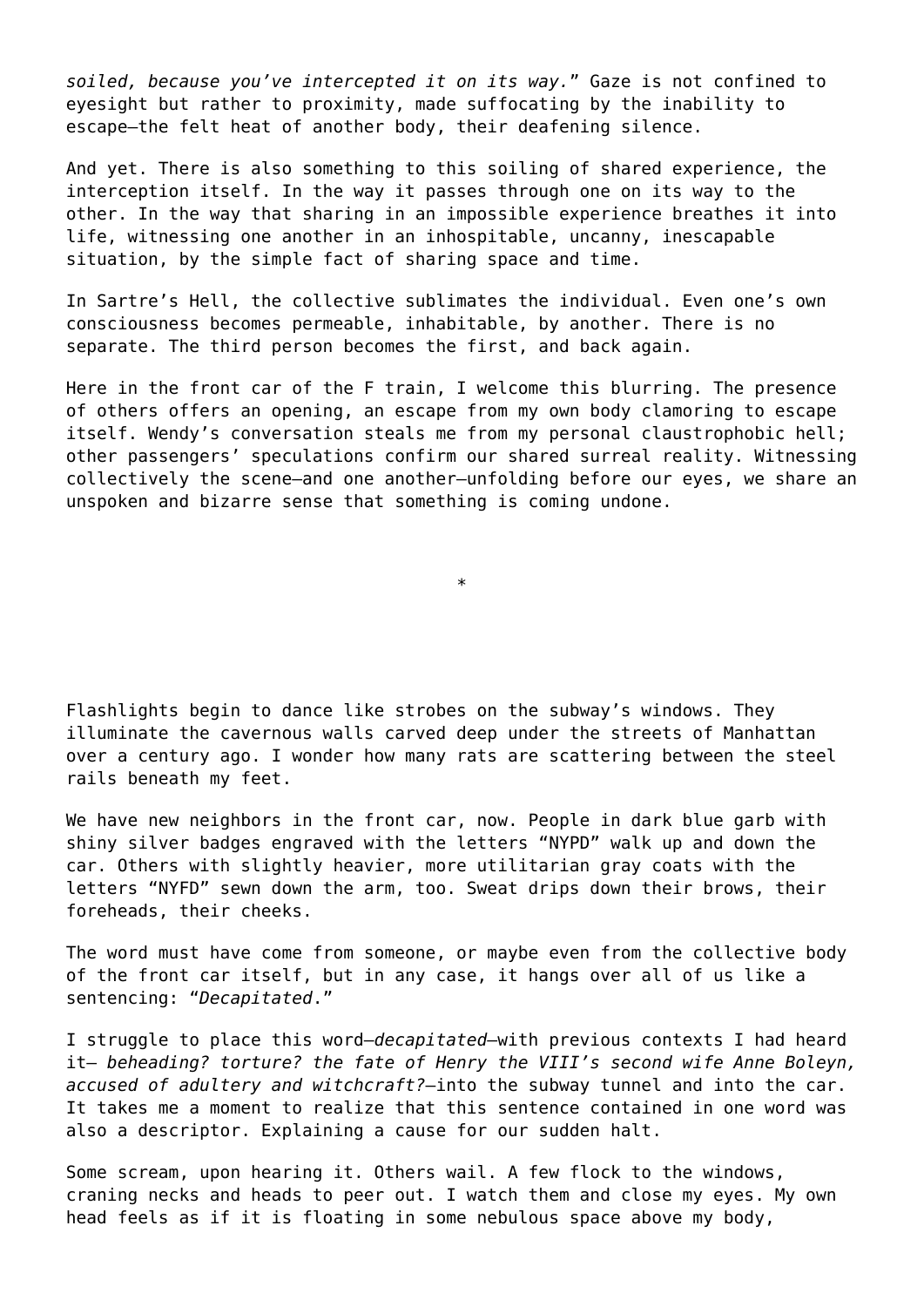*soiled, because you've intercepted it on its way.*" Gaze is not confined to eyesight but rather to proximity, made suffocating by the inability to escape—the felt heat of another body, their deafening silence.

And yet. There is also something to this soiling of shared experience, the interception itself. In the way it passes through one on its way to the other. In the way that sharing in an impossible experience breathes it into life, witnessing one another in an inhospitable, uncanny, inescapable situation, by the simple fact of sharing space and time.

In Sartre's Hell, the collective sublimates the individual. Even one's own consciousness becomes permeable, inhabitable, by another. There is no separate. The third person becomes the first, and back again.

Here in the front car of the F train, I welcome this blurring. The presence of others offers an opening, an escape from my own body clamoring to escape itself. Wendy's conversation steals me from my personal claustrophobic hell; other passengers' speculations confirm our shared surreal reality. Witnessing collectively the scene—and one another—unfolding before our eyes, we share an unspoken and bizarre sense that something is coming undone.

*

Flashlights begin to dance like strobes on the subway's windows. They illuminate the cavernous walls carved deep under the streets of Manhattan over a century ago. I wonder how many rats are scattering between the steel rails beneath my feet.

We have new neighbors in the front car, now. People in dark blue garb with shiny silver badges engraved with the letters "NYPD" walk up and down the car. Others with slightly heavier, more utilitarian gray coats with the letters "NYFD" sewn down the arm, too. Sweat drips down their brows, their foreheads, their cheeks.

The word must have come from someone, or maybe even from the collective body of the front car itself, but in any case, it hangs over all of us like a sentencing: "*Decapitated*."

I struggle to place this word—*decapitated*—with previous contexts I had heard it— *beheading? torture? the fate of Henry the VIII's second wife Anne Boleyn, accused of adultery and witchcraft?*—into the subway tunnel and into the car. It takes me a moment to realize that this sentence contained in one word was also a descriptor. Explaining a cause for our sudden halt.

Some scream, upon hearing it. Others wail. A few flock to the windows, craning necks and heads to peer out. I watch them and close my eyes. My own head feels as if it is floating in some nebulous space above my body,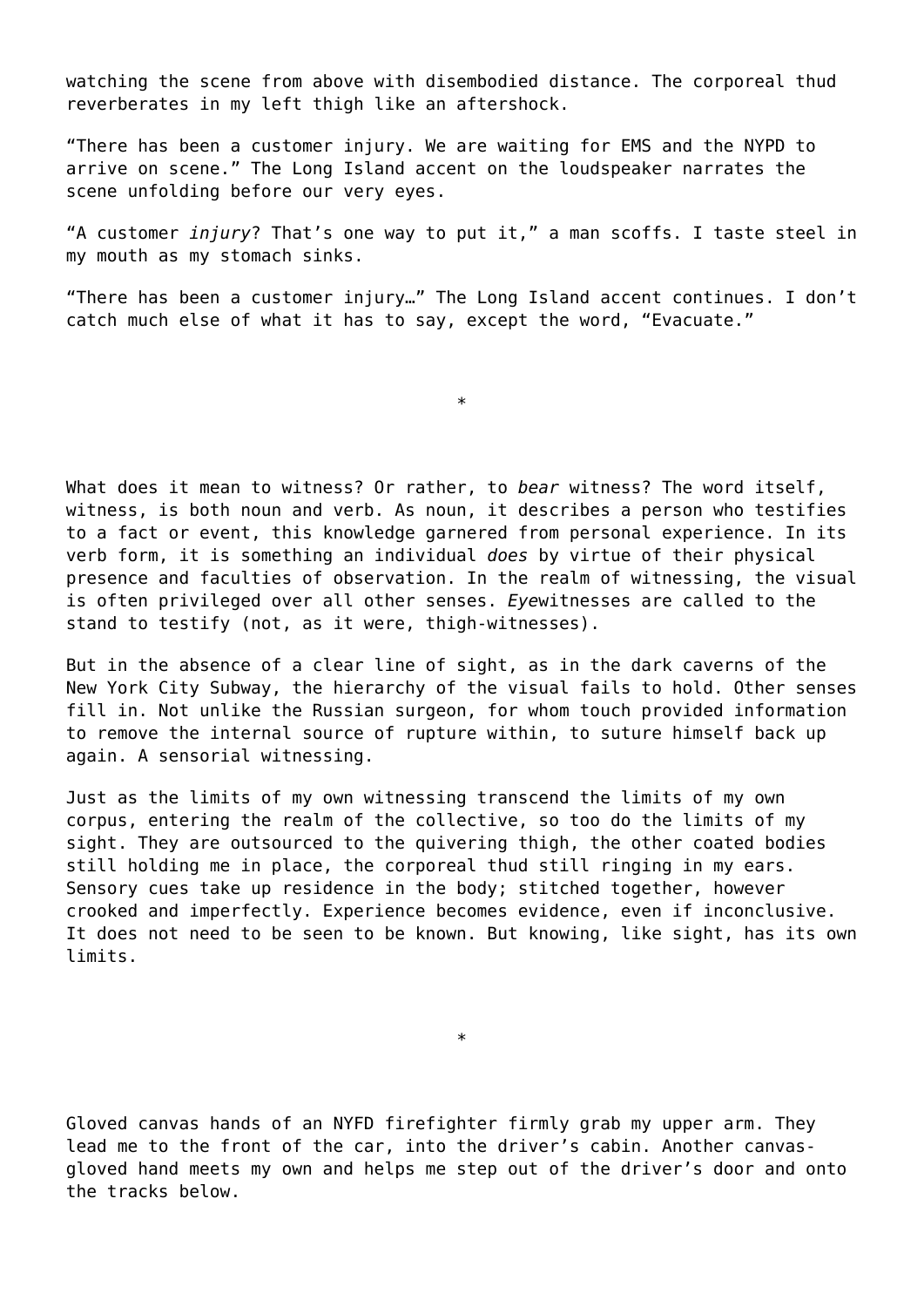watching the scene from above with disembodied distance. The corporeal thud reverberates in my left thigh like an aftershock.

“There has been a customer injury. We are waiting for EMS and the NYPD to arrive on scene.” The Long Island accent on the loudspeaker narrates the scene unfolding before our very eyes.

“A customer *injury*? That’s one way to put it,” a man scoffs. I taste steel in my mouth as my stomach sinks.

“There has been a customer injury…” The Long Island accent continues. I don’t catch much else of what it has to say, except the word, “Evacuate.”

*

What does it mean to witness? Or rather, to *bear* witness? The word itself, witness, is both noun and verb. As noun, it describes a person who testifies to a fact or event, this knowledge garnered from personal experience. In its verb form, it is something an individual *does* by virtue of their physical presence and faculties of observation. In the realm of witnessing, the visual is often privileged over all other senses. *Eye*witnesses are called to the stand to testify (not, as it were, thigh-witnesses).

But in the absence of a clear line of sight, as in the dark caverns of the New York City Subway, the hierarchy of the visual fails to hold. Other senses fill in. Not unlike the Russian surgeon, for whom touch provided information to remove the internal source of rupture within, to suture himself back up again. A sensorial witnessing.

Just as the limits of my own witnessing transcend the limits of my own corpus, entering the realm of the collective, so too do the limits of my sight. They are outsourced to the quivering thigh, the other coated bodies still holding me in place, the corporeal thud still ringing in my ears. Sensory cues take up residence in the body; stitched together, however crooked and imperfectly. Experience becomes evidence, even if inconclusive. It does not need to be seen to be known. But knowing, like sight, has its own limits.

*

Gloved canvas hands of an NYFD firefighter firmly grab my upper arm. They lead me to the front of the car, into the driver’s cabin. Another canvas-gloved hand meets my own and helps me step out of the driver’s door and onto the tracks below.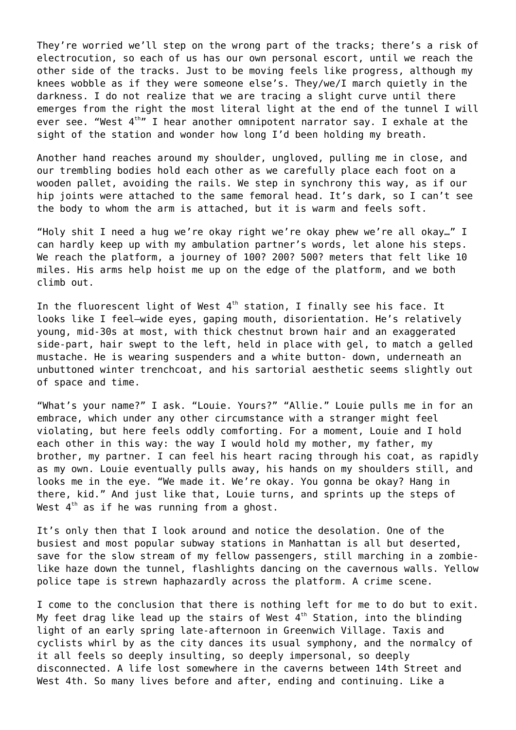They're worried we'll step on the wrong part of the tracks; there's a risk of electrocution, so each of us has our own personal escort, until we reach the other side of the tracks. Just to be moving feels like progress, although my knees wobble as if they were someone else's. They/we/I march quietly in the darkness. I do not realize that we are tracing a slight curve until there emerges from the right the most literal light at the end of the tunnel I will ever see. "West 4th" I hear another omnipotent narrator say. I exhale at the sight of the station and wonder how long I'd been holding my breath.

Another hand reaches around my shoulder, ungloved, pulling me in close, and our trembling bodies hold each other as we carefully place each foot on a wooden pallet, avoiding the rails. We step in synchrony this way, as if our hip joints were attached to the same femoral head. It's dark, so I can't see the body to whom the arm is attached, but it is warm and feels soft.

"Holy shit I need a hug we're okay right we're okay phew we're all okay…" I can hardly keep up with my ambulation partner's words, let alone his steps. We reach the platform, a journey of 100? 200? 500? meters that felt like 10 miles. His arms help hoist me up on the edge of the platform, and we both climb out.

In the fluorescent light of West 4th station, I finally see his face. It looks like I feel—wide eyes, gaping mouth, disorientation. He's relatively young, mid-30s at most, with thick chestnut brown hair and an exaggerated side-part, hair swept to the left, held in place with gel, to match a gelled mustache. He is wearing suspenders and a white button- down, underneath an unbuttoned winter trenchcoat, and his sartorial aesthetic seems slightly out of space and time.

"What's your name?" I ask. "Louie. Yours?" "Allie." Louie pulls me in for an embrace, which under any other circumstance with a stranger might feel violating, but here feels oddly comforting. For a moment, Louie and I hold each other in this way: the way I would hold my mother, my father, my brother, my partner. I can feel his heart racing through his coat, as rapidly as my own. Louie eventually pulls away, his hands on my shoulders still, and looks me in the eye. "We made it. We're okay. You gonna be okay? Hang in there, kid." And just like that, Louie turns, and sprints up the steps of West 4th as if he was running from a ghost.

It's only then that I look around and notice the desolation. One of the busiest and most popular subway stations in Manhattan is all but deserted, save for the slow stream of my fellow passengers, still marching in a zombie-like haze down the tunnel, flashlights dancing on the cavernous walls. Yellow police tape is strewn haphazardly across the platform. A crime scene.

I come to the conclusion that there is nothing left for me to do but to exit. My feet drag like lead up the stairs of West 4th Station, into the blinding light of an early spring late-afternoon in Greenwich Village. Taxis and cyclists whirl by as the city dances its usual symphony, and the normalcy of it all feels so deeply insulting, so deeply impersonal, so deeply disconnected. A life lost somewhere in the caverns between 14th Street and West 4th. So many lives before and after, ending and continuing. Like a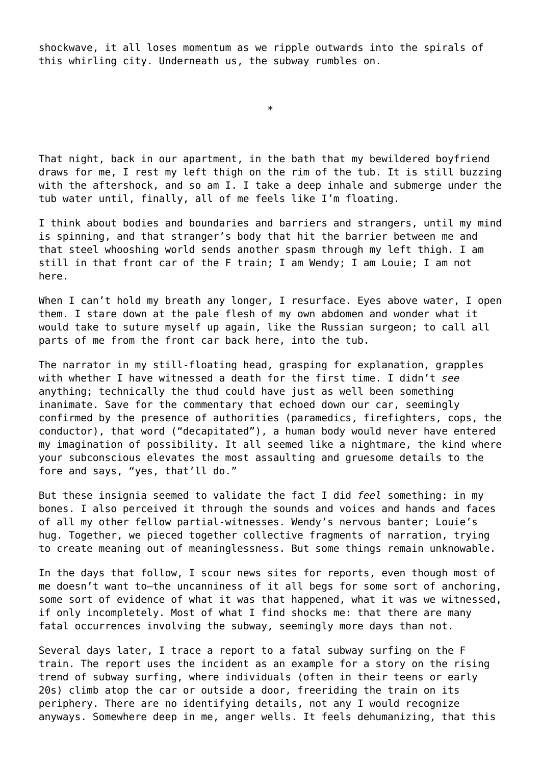shockwave, it all loses momentum as we ripple outwards into the spirals of this whirling city. Underneath us, the subway rumbles on.

*

That night, back in our apartment, in the bath that my bewildered boyfriend draws for me, I rest my left thigh on the rim of the tub. It is still buzzing with the aftershock, and so am I. I take a deep inhale and submerge under the tub water until, finally, all of me feels like I'm floating.

I think about bodies and boundaries and barriers and strangers, until my mind is spinning, and that stranger's body that hit the barrier between me and that steel whooshing world sends another spasm through my left thigh. I am still in that front car of the F train; I am Wendy; I am Louie; I am not here.

When I can't hold my breath any longer, I resurface. Eyes above water, I open them. I stare down at the pale flesh of my own abdomen and wonder what it would take to suture myself up again, like the Russian surgeon; to call all parts of me from the front car back here, into the tub.

The narrator in my still-floating head, grasping for explanation, grapples with whether I have witnessed a death for the first time. I didn't *see* anything; technically the thud could have just as well been something inanimate. Save for the commentary that echoed down our car, seemingly confirmed by the presence of authorities (paramedics, firefighters, cops, the conductor), that word ("decapitated"), a human body would never have entered my imagination of possibility. It all seemed like a nightmare, the kind where your subconscious elevates the most assaulting and gruesome details to the fore and says, "yes, that'll do."

But these insignia seemed to validate the fact I did *feel* something: in my bones. I also perceived it through the sounds and voices and hands and faces of all my other fellow partial-witnesses. Wendy's nervous banter; Louie's hug. Together, we pieced together collective fragments of narration, trying to create meaning out of meaninglessness. But some things remain unknowable.

In the days that follow, I scour news sites for reports, even though most of me doesn't want to—the uncanniness of it all begs for some sort of anchoring, some sort of evidence of what it was that happened, what it was we witnessed, if only incompletely. Most of what I find shocks me: that there are many fatal occurrences involving the subway, seemingly more days than not.

Several days later, I trace a report to a fatal subway surfing on the F train. The report uses the incident as an example for a story on the rising trend of subway surfing, where individuals (often in their teens or early 20s) climb atop the car or outside a door, freeriding the train on its periphery. There are no identifying details, not any I would recognize anyways. Somewhere deep in me, anger wells. It feels dehumanizing, that this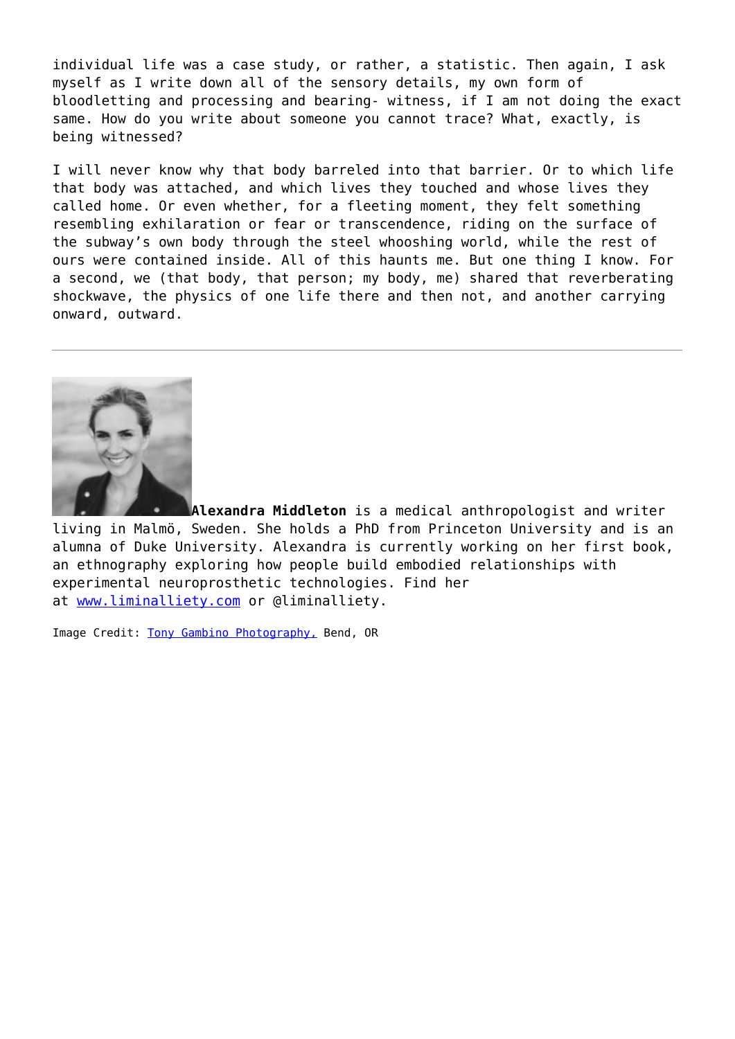individual life was a case study, or rather, a statistic. Then again, I ask myself as I write down all of the sensory details, my own form of bloodletting and processing and bearing- witness, if I am not doing the exact same. How do you write about someone you cannot trace? What, exactly, is being witnessed?

I will never know why that body barreled into that barrier. Or to which life that body was attached, and which lives they touched and whose lives they called home. Or even whether, for a fleeting moment, they felt something resembling exhilaration or fear or transcendence, riding on the surface of the subway's own body through the steel whooshing world, while the rest of ours were contained inside. All of this haunts me. But one thing I know. For a second, we (that body, that person; my body, me) shared that reverberating shockwave, the physics of one life there and then not, and another carrying onward, outward.

---

**Alexandra Middleton** is a medical anthropologist and writer living in Malmö, Sweden. She holds a PhD from Princeton University and is an alumna of Duke University. Alexandra is currently working on her first book, an ethnography exploring how people build embodied relationships with experimental neuroprosthetic technologies. Find her at [www.liminalliety.com](www.liminalliety.com) or @liminalliety.

Image Credit: [Tony Gambino Photography,](Tony Gambino Photography) Bend, OR